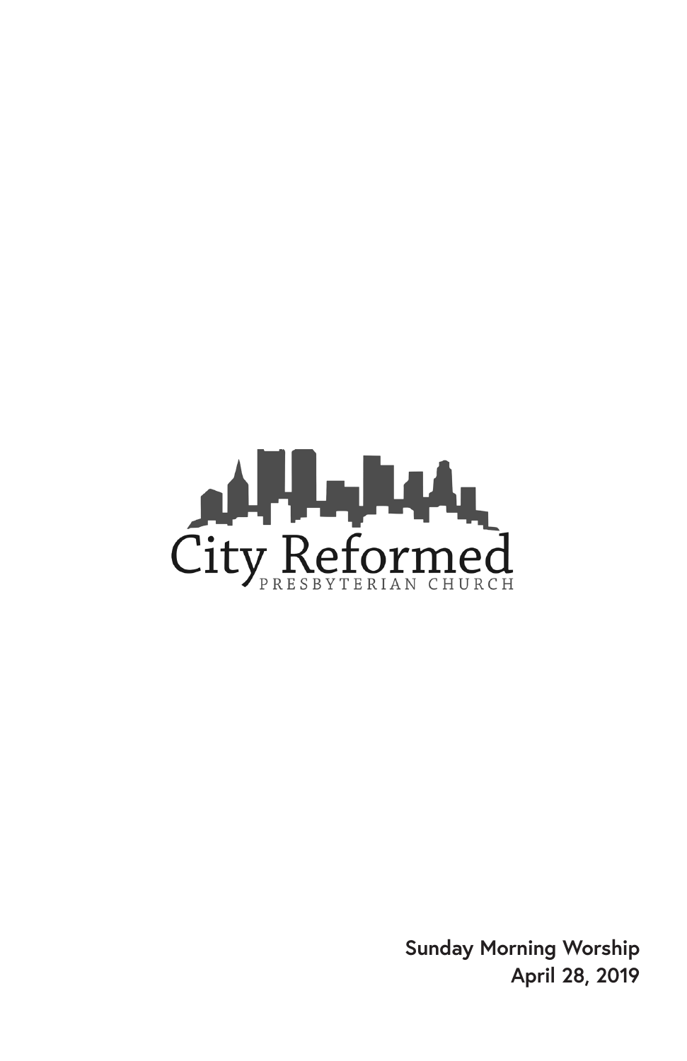City Reformed
PRESBYTERIAN CHURCH

**Sunday Morning Worship**
**April 28, 2019**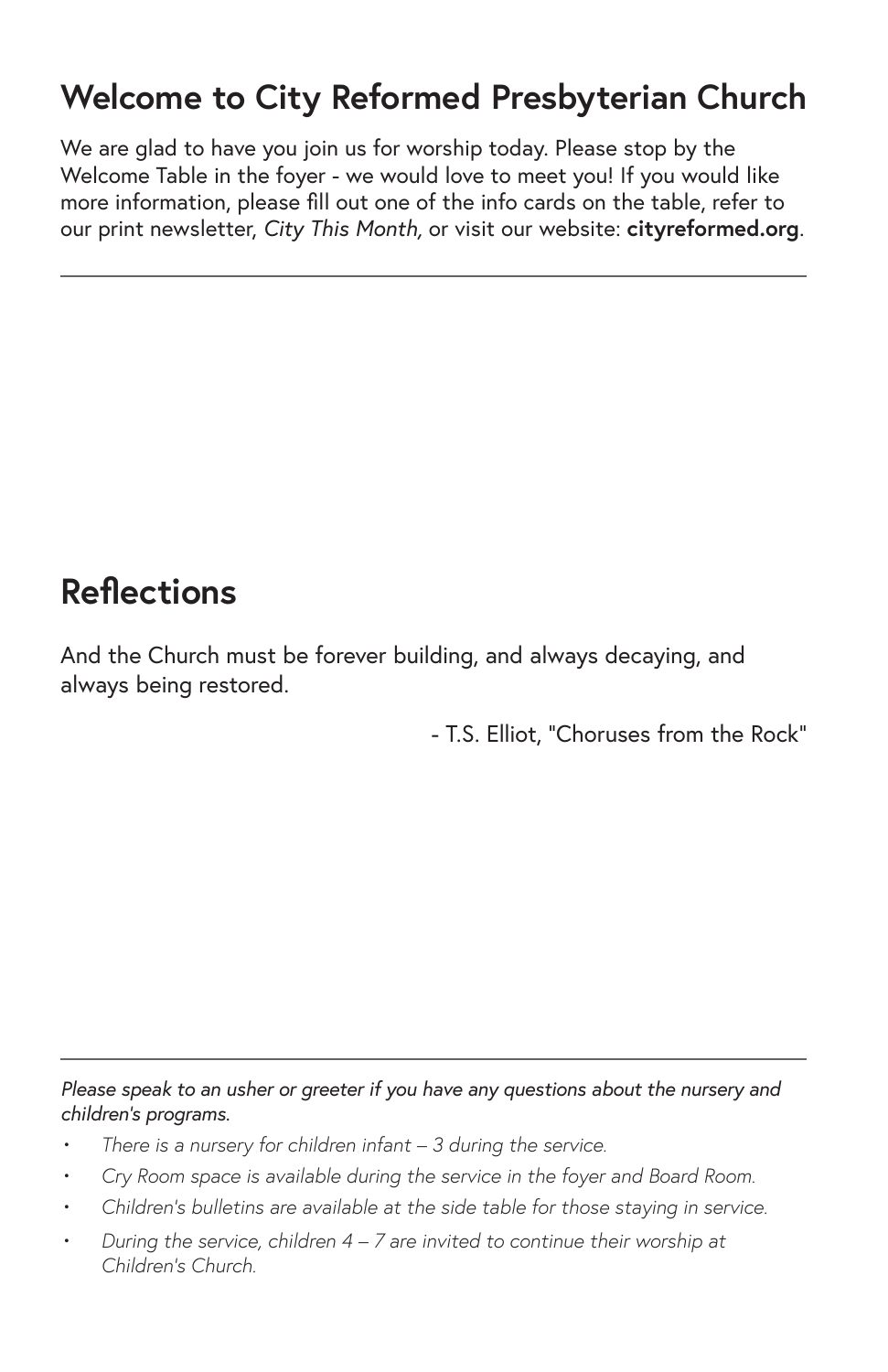## Welcome to City Reformed Presbyterian Church

We are glad to have you join us for worship today. Please stop by the Welcome Table in the foyer - we would love to meet you! If you would like more information, please fill out one of the info cards on the table, refer to our print newsletter, *City This Month,* or visit our website: **cityreformed.org**.

---

## Reflections

And the Church must be forever building, and always decaying, and always being restored.

- T.S. Elliot, "Choruses from the Rock"

---

*Please speak to an usher or greeter if you have any questions about the nursery and children's programs.*

- *There is a nursery for children infant – 3 during the service.*
- *Cry Room space is available during the service in the foyer and Board Room.*
- *Children's bulletins are available at the side table for those staying in service.*
- *During the service, children 4 – 7 are invited to continue their worship at Children's Church.*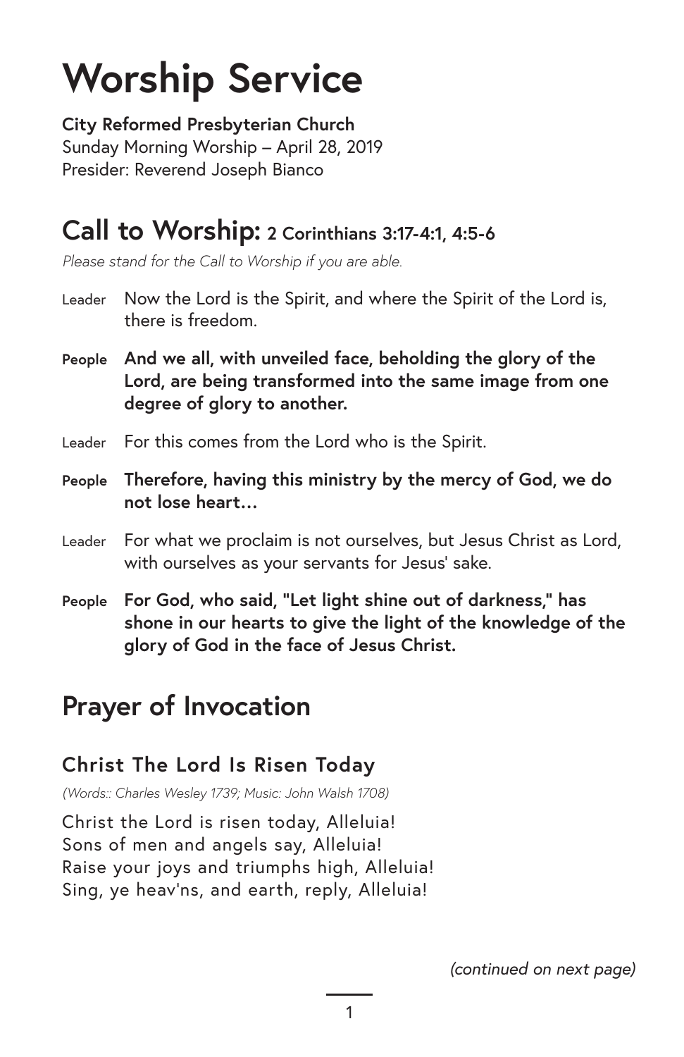# Worship Service

**City Reformed Presbyterian Church**
Sunday Morning Worship – April 28, 2019
Presider: Reverend Joseph Bianco

## Call to Worship: 2 Corinthians 3:17-4:1, 4:5-6

*Please stand for the Call to Worship if you are able.*

Leader Now the Lord is the Spirit, and where the Spirit of the Lord is, there is freedom.

**People And we all, with unveiled face, beholding the glory of the Lord, are being transformed into the same image from one degree of glory to another.**

Leader For this comes from the Lord who is the Spirit.

**People Therefore, having this ministry by the mercy of God, we do not lose heart…**

Leader For what we proclaim is not ourselves, but Jesus Christ as Lord, with ourselves as your servants for Jesus' sake.

**People For God, who said, "Let light shine out of darkness," has shone in our hearts to give the light of the knowledge of the glory of God in the face of Jesus Christ.**

## Prayer of Invocation

### Christ The Lord Is Risen Today

*(Words:: Charles Wesley 1739; Music: John Walsh 1708)*

Christ the Lord is risen today, Alleluia!
Sons of men and angels say, Alleluia!
Raise your joys and triumphs high, Alleluia!
Sing, ye heav'ns, and earth, reply, Alleluia!

*(continued on next page)*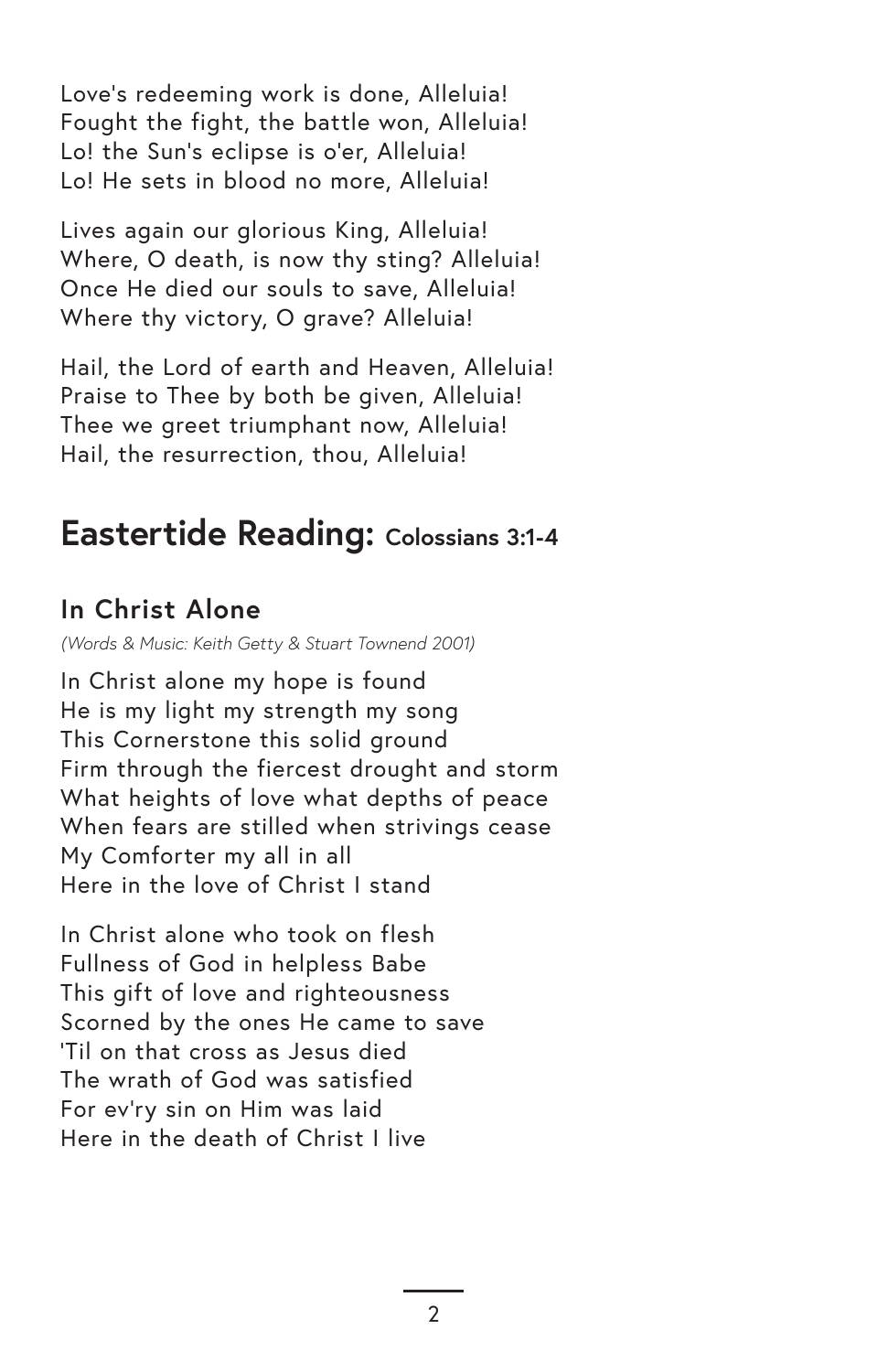Love's redeeming work is done, Alleluia!
Fought the fight, the battle won, Alleluia!
Lo! the Sun's eclipse is o'er, Alleluia!
Lo! He sets in blood no more, Alleluia!

Lives again our glorious King, Alleluia!
Where, O death, is now thy sting? Alleluia!
Once He died our souls to save, Alleluia!
Where thy victory, O grave? Alleluia!

Hail, the Lord of earth and Heaven, Alleluia!
Praise to Thee by both be given, Alleluia!
Thee we greet triumphant now, Alleluia!
Hail, the resurrection, thou, Alleluia!

## Eastertide Reading: Colossians 3:1-4

### In Christ Alone

*(Words & Music: Keith Getty & Stuart Townend 2001)*

In Christ alone my hope is found
He is my light my strength my song
This Cornerstone this solid ground
Firm through the fiercest drought and storm
What heights of love what depths of peace
When fears are stilled when strivings cease
My Comforter my all in all
Here in the love of Christ I stand

In Christ alone who took on flesh
Fullness of God in helpless Babe
This gift of love and righteousness
Scorned by the ones He came to save
'Til on that cross as Jesus died
The wrath of God was satisfied
For ev'ry sin on Him was laid
Here in the death of Christ I live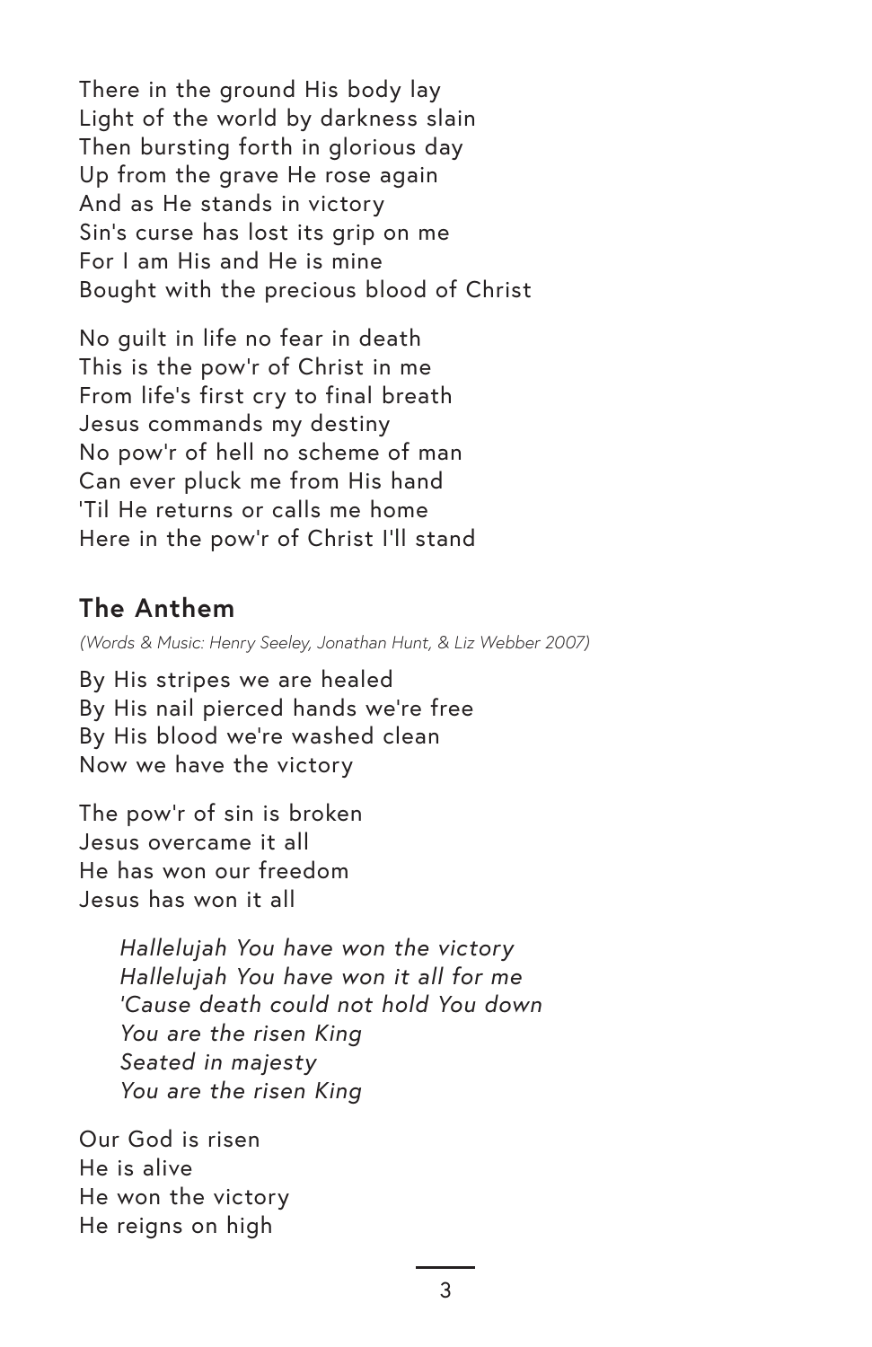There in the ground His body lay
Light of the world by darkness slain
Then bursting forth in glorious day
Up from the grave He rose again
And as He stands in victory
Sin's curse has lost its grip on me
For I am His and He is mine
Bought with the precious blood of Christ

No guilt in life no fear in death
This is the pow'r of Christ in me
From life's first cry to final breath
Jesus commands my destiny
No pow'r of hell no scheme of man
Can ever pluck me from His hand
'Til He returns or calls me home
Here in the pow'r of Christ I'll stand

## The Anthem

*(Words & Music: Henry Seeley, Jonathan Hunt, & Liz Webber 2007)*

By His stripes we are healed
By His nail pierced hands we're free
By His blood we're washed clean
Now we have the victory

The pow'r of sin is broken
Jesus overcame it all
He has won our freedom
Jesus has won it all

> *Hallelujah You have won the victory*
> *Hallelujah You have won it all for me*
> *'Cause death could not hold You down*
> *You are the risen King*
> *Seated in majesty*
> *You are the risen King*

Our God is risen
He is alive
He won the victory
He reigns on high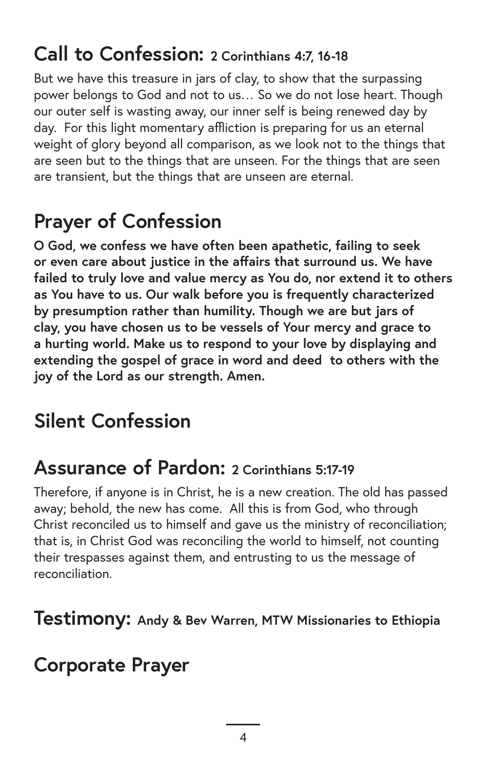## Call to Confession: 2 Corinthians 4:7, 16-18

But we have this treasure in jars of clay, to show that the surpassing power belongs to God and not to us… So we do not lose heart. Though our outer self is wasting away, our inner self is being renewed day by day. For this light momentary affliction is preparing for us an eternal weight of glory beyond all comparison, as we look not to the things that are seen but to the things that are unseen. For the things that are seen are transient, but the things that are unseen are eternal.

## Prayer of Confession

**O God, we confess we have often been apathetic, failing to seek or even care about justice in the affairs that surround us. We have failed to truly love and value mercy as You do, nor extend it to others as You have to us. Our walk before you is frequently characterized by presumption rather than humility. Though we are but jars of clay, you have chosen us to be vessels of Your mercy and grace to a hurting world. Make us to respond to your love by displaying and extending the gospel of grace in word and deed to others with the joy of the Lord as our strength. Amen.**

## Silent Confession

## Assurance of Pardon: 2 Corinthians 5:17-19

Therefore, if anyone is in Christ, he is a new creation. The old has passed away; behold, the new has come. All this is from God, who through Christ reconciled us to himself and gave us the ministry of reconciliation; that is, in Christ God was reconciling the world to himself, not counting their trespasses against them, and entrusting to us the message of reconciliation.

## Testimony: Andy & Bev Warren, MTW Missionaries to Ethiopia

## Corporate Prayer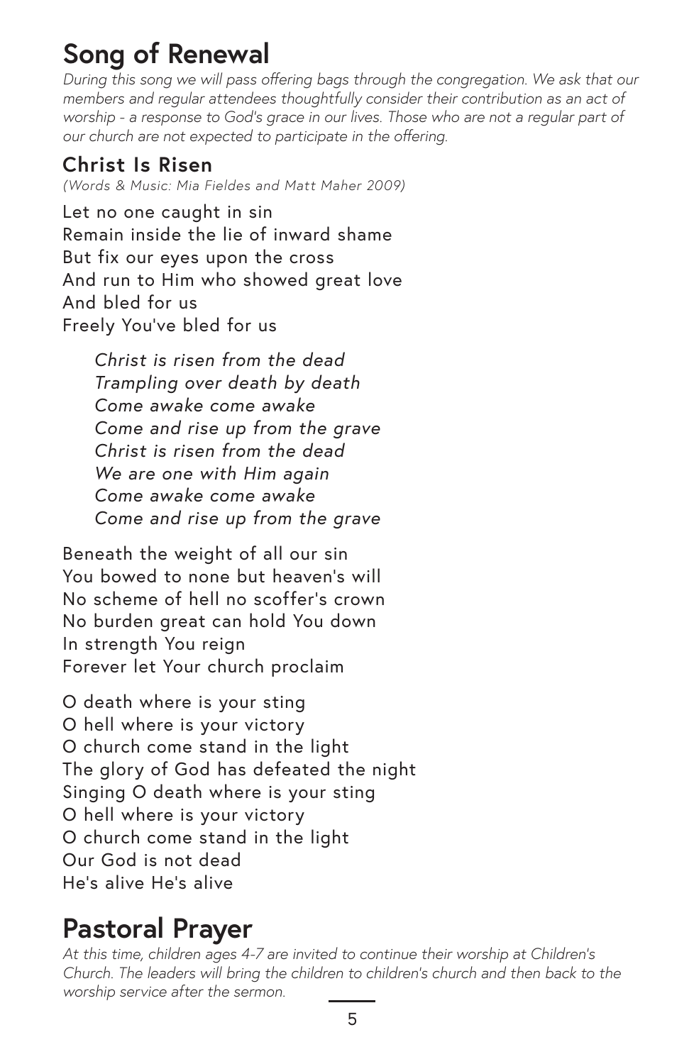# Song of Renewal

*During this song we will pass offering bags through the congregation. We ask that our members and regular attendees thoughtfully consider their contribution as an act of worship - a response to God's grace in our lives. Those who are not a regular part of our church are not expected to participate in the offering.*

### Christ Is Risen

*(Words & Music: Mia Fieldes and Matt Maher 2009)*

Let no one caught in sin
Remain inside the lie of inward shame
But fix our eyes upon the cross
And run to Him who showed great love
And bled for us
Freely You've bled for us

> *Christ is risen from the dead*
> *Trampling over death by death*
> *Come awake come awake*
> *Come and rise up from the grave*
> *Christ is risen from the dead*
> *We are one with Him again*
> *Come awake come awake*
> *Come and rise up from the grave*

Beneath the weight of all our sin
You bowed to none but heaven's will
No scheme of hell no scoffer's crown
No burden great can hold You down
In strength You reign
Forever let Your church proclaim

O death where is your sting
O hell where is your victory
O church come stand in the light
The glory of God has defeated the night
Singing O death where is your sting
O hell where is your victory
O church come stand in the light
Our God is not dead
He's alive He's alive

# Pastoral Prayer

*At this time, children ages 4-7 are invited to continue their worship at Children's Church. The leaders will bring the children to children's church and then back to the worship service after the sermon.*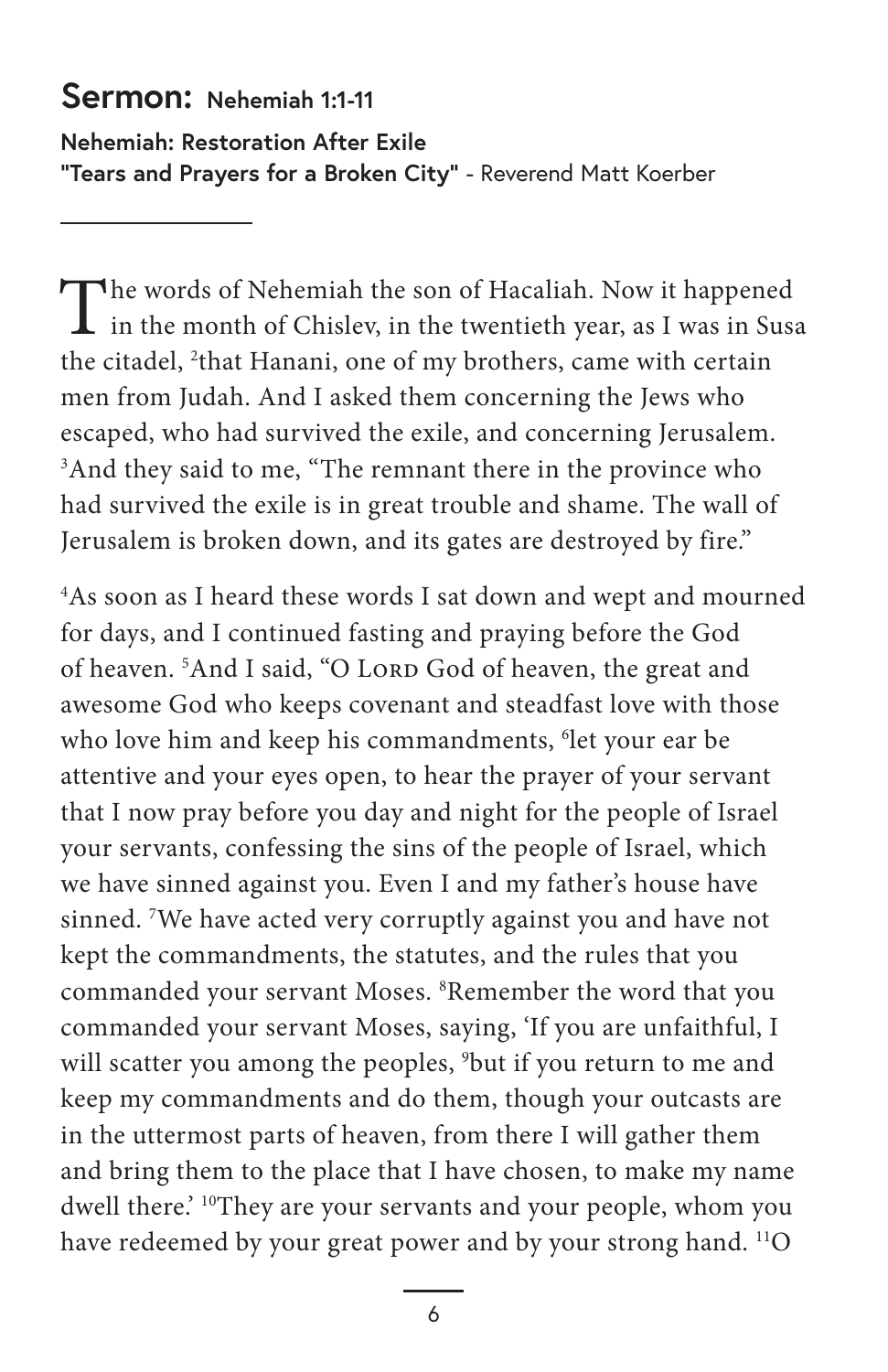## Sermon: Nehemiah 1:1-11

**Nehemiah: Restoration After Exile**
**"Tears and Prayers for a Broken City"** - Reverend Matt Koerber

---

The words of Nehemiah the son of Hacaliah. Now it happened in the month of Chislev, in the twentieth year, as I was in Susa the citadel, [2]that Hanani, one of my brothers, came with certain men from Judah. And I asked them concerning the Jews who escaped, who had survived the exile, and concerning Jerusalem. [3]And they said to me, "The remnant there in the province who had survived the exile is in great trouble and shame. The wall of Jerusalem is broken down, and its gates are destroyed by fire."

[4]As soon as I heard these words I sat down and wept and mourned for days, and I continued fasting and praying before the God of heaven. [5]And I said, "O Lord God of heaven, the great and awesome God who keeps covenant and steadfast love with those who love him and keep his commandments, [6]let your ear be attentive and your eyes open, to hear the prayer of your servant that I now pray before you day and night for the people of Israel your servants, confessing the sins of the people of Israel, which we have sinned against you. Even I and my father's house have sinned. [7]We have acted very corruptly against you and have not kept the commandments, the statutes, and the rules that you commanded your servant Moses. [8]Remember the word that you commanded your servant Moses, saying, 'If you are unfaithful, I will scatter you among the peoples, [9]but if you return to me and keep my commandments and do them, though your outcasts are in the uttermost parts of heaven, from there I will gather them and bring them to the place that I have chosen, to make my name dwell there.' [10]They are your servants and your people, whom you have redeemed by your great power and by your strong hand. [11]O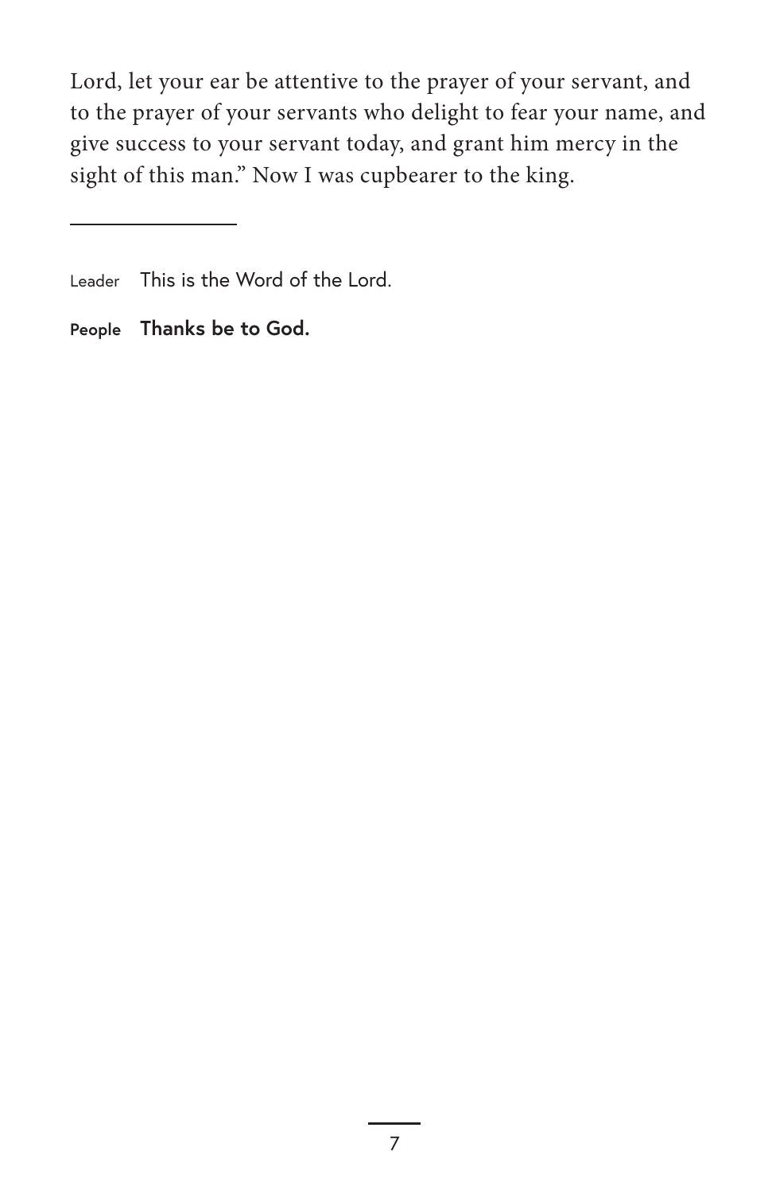Lord, let your ear be attentive to the prayer of your servant, and to the prayer of your servants who delight to fear your name, and give success to your servant today, and grant him mercy in the sight of this man." Now I was cupbearer to the king.

---

Leader This is the Word of the Lord.

**People Thanks be to God.**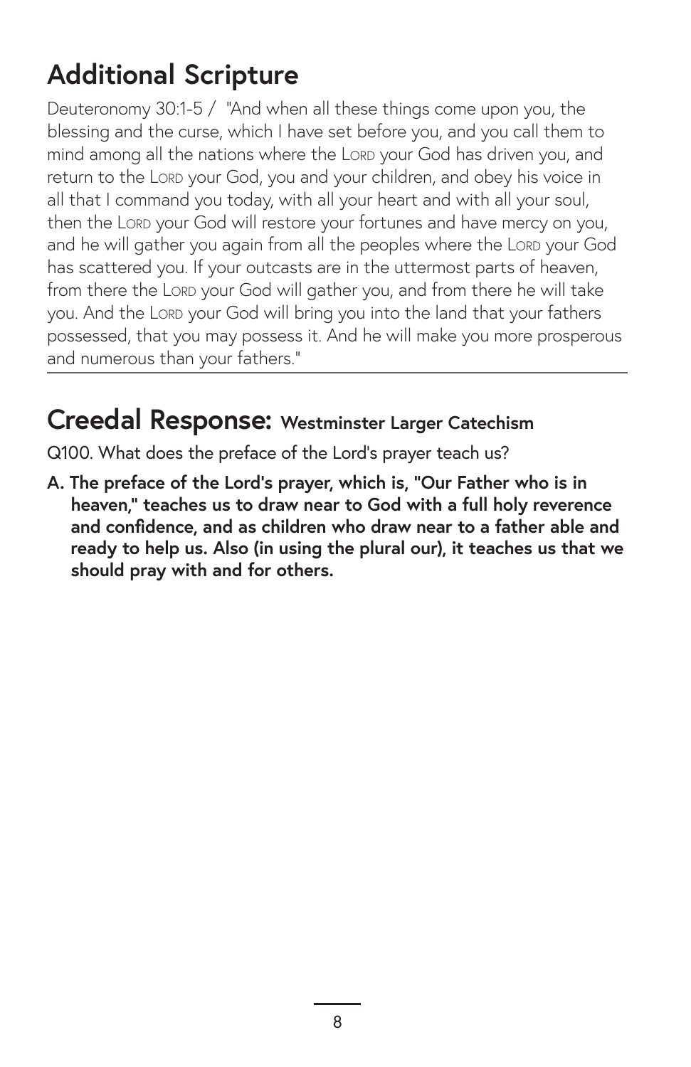## Additional Scripture

Deuteronomy 30:1-5 / "And when all these things come upon you, the blessing and the curse, which I have set before you, and you call them to mind among all the nations where the LORD your God has driven you, and return to the LORD your God, you and your children, and obey his voice in all that I command you today, with all your heart and with all your soul, then the LORD your God will restore your fortunes and have mercy on you, and he will gather you again from all the peoples where the LORD your God has scattered you. If your outcasts are in the uttermost parts of heaven, from there the LORD your God will gather you, and from there he will take you. And the LORD your God will bring you into the land that your fathers possessed, that you may possess it. And he will make you more prosperous and numerous than your fathers."

---

## Creedal Response: Westminster Larger Catechism

Q100. What does the preface of the Lord's prayer teach us?

**A. The preface of the Lord's prayer, which is, "Our Father who is in heaven," teaches us to draw near to God with a full holy reverence and confidence, and as children who draw near to a father able and ready to help us. Also (in using the plural our), it teaches us that we should pray with and for others.**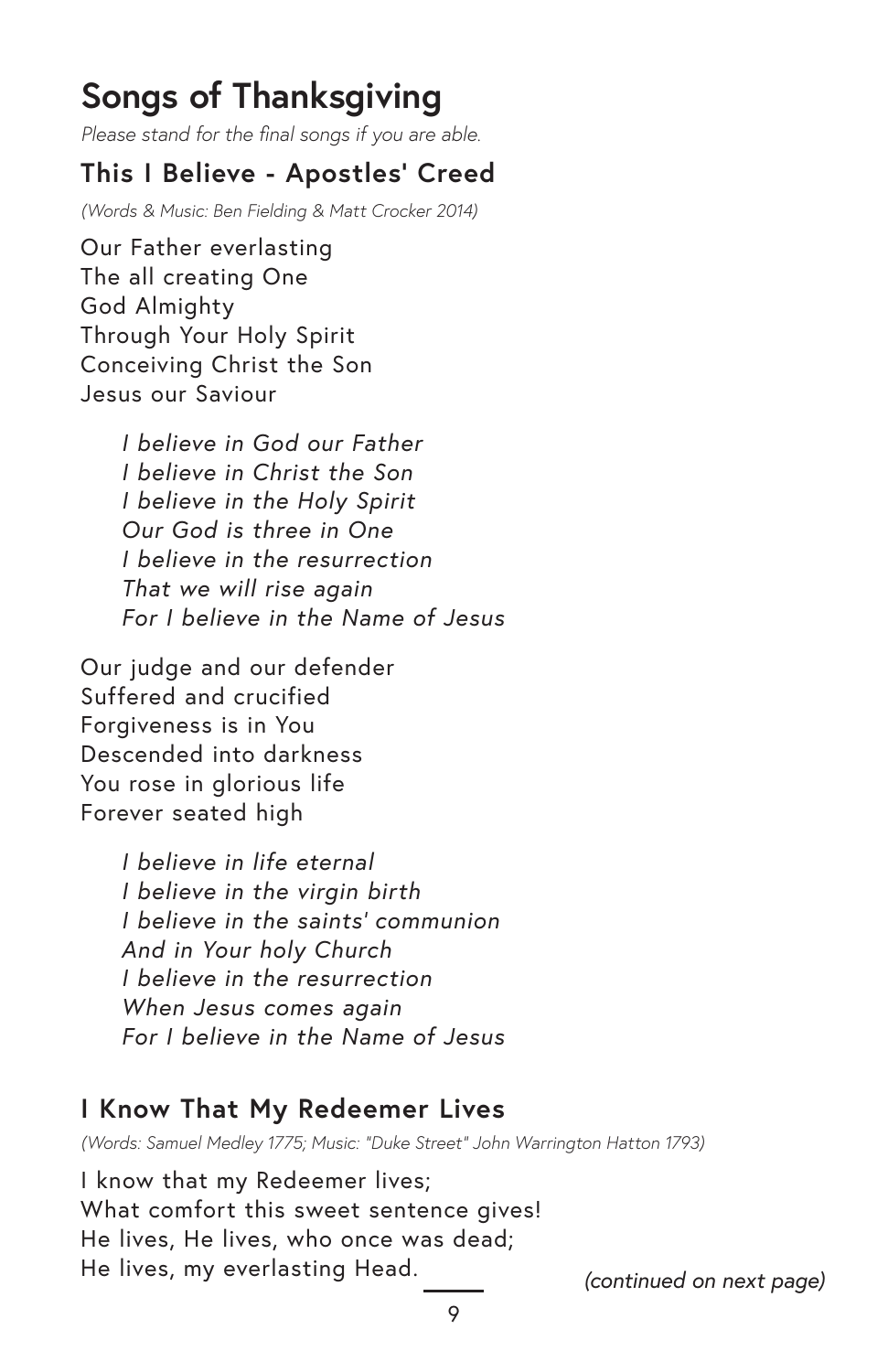# Songs of Thanksgiving

*Please stand for the final songs if you are able.*

## This I Believe - Apostles' Creed

*(Words & Music: Ben Fielding & Matt Crocker 2014)*

Our Father everlasting
The all creating One
God Almighty
Through Your Holy Spirit
Conceiving Christ the Son
Jesus our Saviour

> *I believe in God our Father*
> *I believe in Christ the Son*
> *I believe in the Holy Spirit*
> *Our God is three in One*
> *I believe in the resurrection*
> *That we will rise again*
> *For I believe in the Name of Jesus*

Our judge and our defender
Suffered and crucified
Forgiveness is in You
Descended into darkness
You rose in glorious life
Forever seated high

> *I believe in life eternal*
> *I believe in the virgin birth*
> *I believe in the saints' communion*
> *And in Your holy Church*
> *I believe in the resurrection*
> *When Jesus comes again*
> *For I believe in the Name of Jesus*

## I Know That My Redeemer Lives

*(Words: Samuel Medley 1775; Music: "Duke Street" John Warrington Hatton 1793)*

I know that my Redeemer lives;
What comfort this sweet sentence gives!
He lives, He lives, who once was dead;
He lives, my everlasting Head.

*(continued on next page)*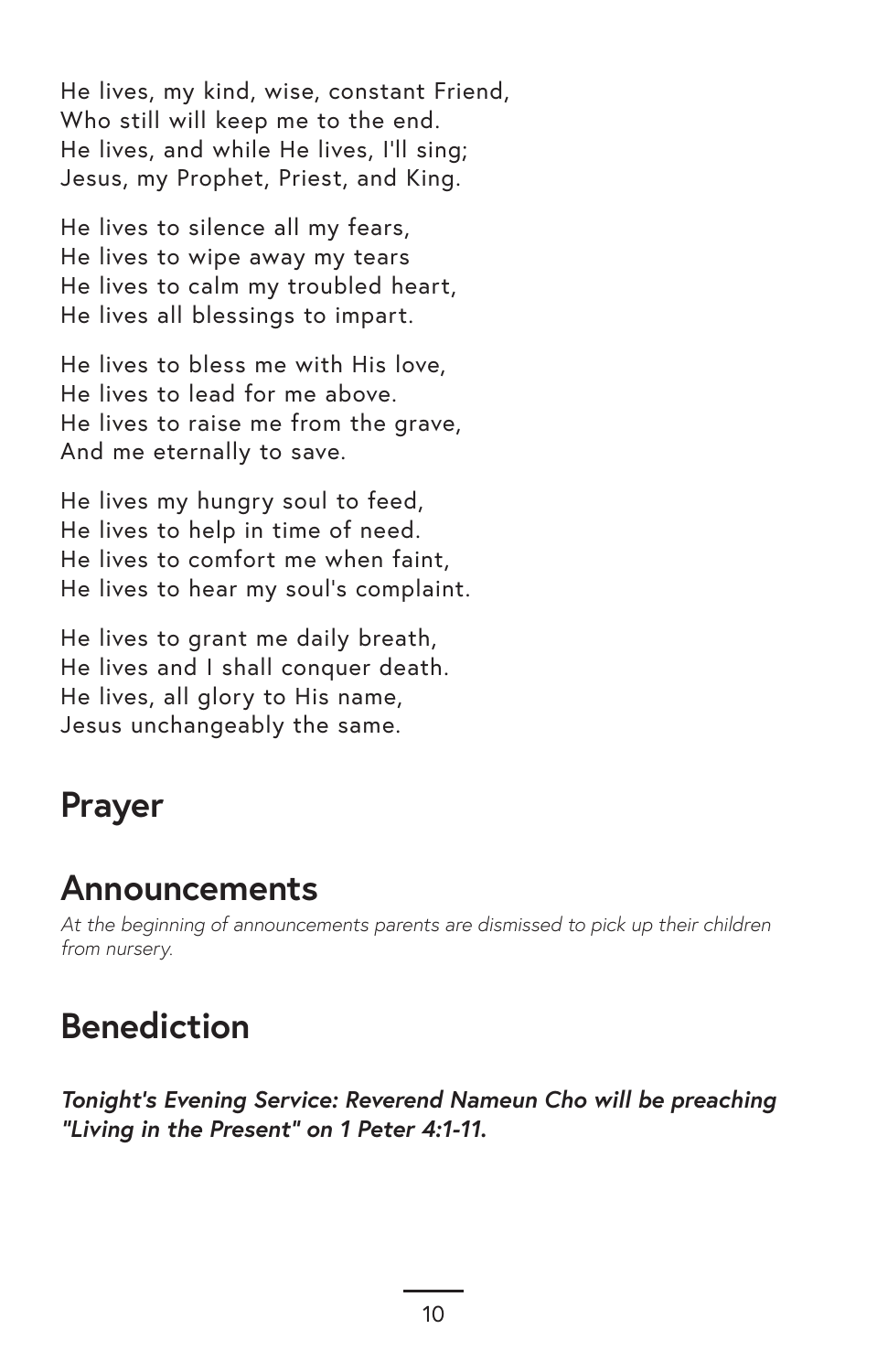He lives, my kind, wise, constant Friend,
Who still will keep me to the end.
He lives, and while He lives, I'll sing;
Jesus, my Prophet, Priest, and King.

He lives to silence all my fears,
He lives to wipe away my tears
He lives to calm my troubled heart,
He lives all blessings to impart.

He lives to bless me with His love,
He lives to lead for me above.
He lives to raise me from the grave,
And me eternally to save.

He lives my hungry soul to feed,
He lives to help in time of need.
He lives to comfort me when faint,
He lives to hear my soul's complaint.

He lives to grant me daily breath,
He lives and I shall conquer death.
He lives, all glory to His name,
Jesus unchangeably the same.

## Prayer

## Announcements

*At the beginning of announcements parents are dismissed to pick up their children from nursery.*

## Benediction

***Tonight's Evening Service: Reverend Nameun Cho will be preaching "Living in the Present" on 1 Peter 4:1-11.***